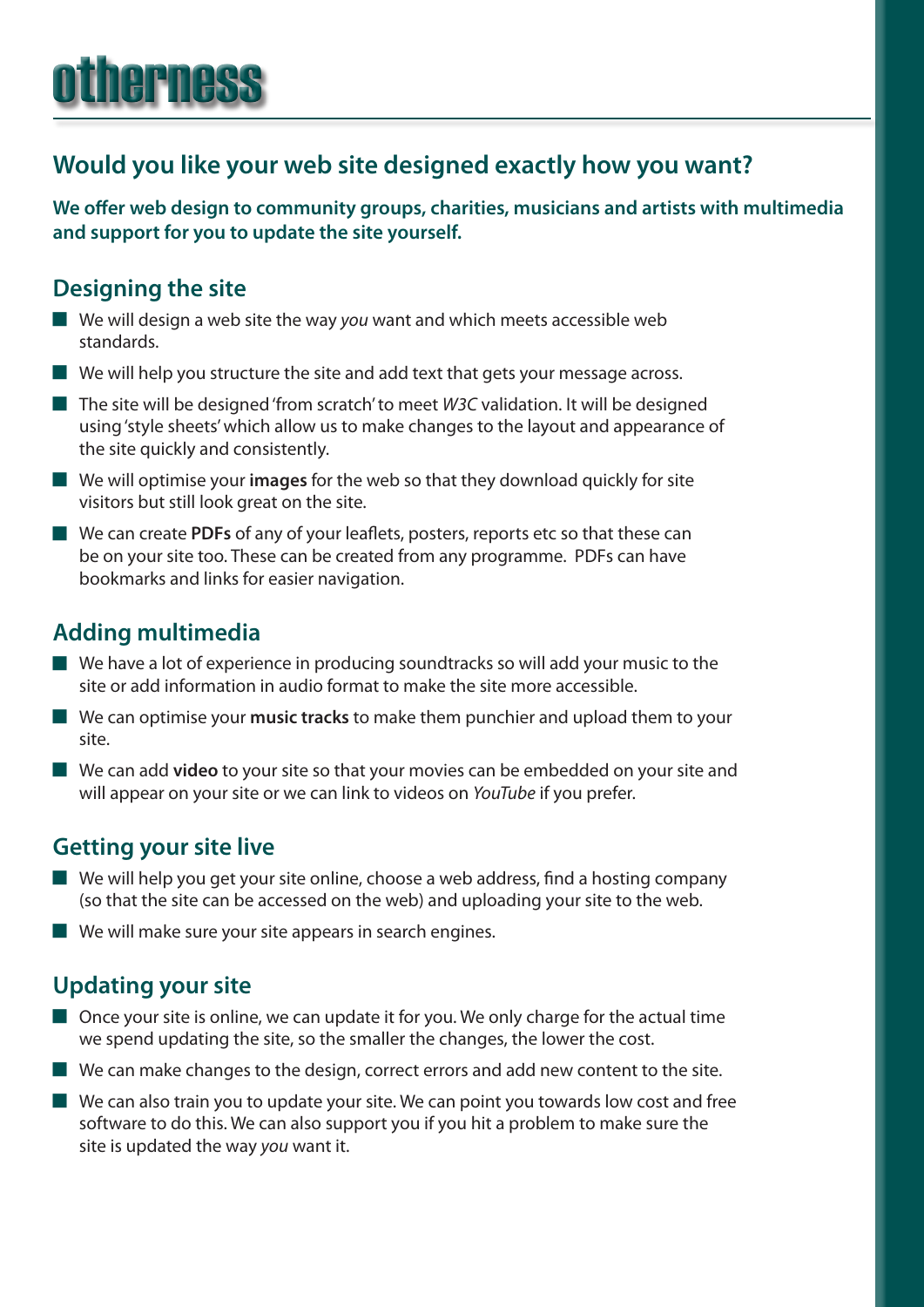# otherness

## Would you like your web site designed exactly how you want?

**We offer web design to community groups, charities, musicians and artists with multimedia and support for you to update the site yourself.**

### Designing the site

- We will design a web site the way *you* want and which meets accessible web standards.
- We will help you structure the site and add text that gets your message across.
- The site will be designed 'from scratch' to meet *W3C* validation. It will be designed using 'style sheets' which allow us to make changes to the layout and appearance of the site quickly and consistently.
- We will optimise your **images** for the web so that they download quickly for site visitors but still look great on the site.
- We can create **PDFs** of any of your leaflets, posters, reports etc so that these can be on your site too. These can be created from any programme. PDFs can have bookmarks and links for easier navigation.

### Adding multimedia

- We have a lot of experience in producing soundtracks so will add your music to the site or add information in audio format to make the site more accessible.
- We can optimise your **music tracks** to make them punchier and upload them to your site.
- We can add **video** to your site so that your movies can be embedded on your site and will appear on your site or we can link to videos on *YouTube* if you prefer.

### Getting your site live

- We will help you get your site online, choose a web address, find a hosting company (so that the site can be accessed on the web) and uploading your site to the web.
- We will make sure your site appears in search engines.

### Updating your site

- Once your site is online, we can update it for you. We only charge for the actual time we spend updating the site, so the smaller the changes, the lower the cost.
- We can make changes to the design, correct errors and add new content to the site.
- We can also train you to update your site. We can point you towards low cost and free software to do this. We can also support you if you hit a problem to make sure the site is updated the way *you* want it.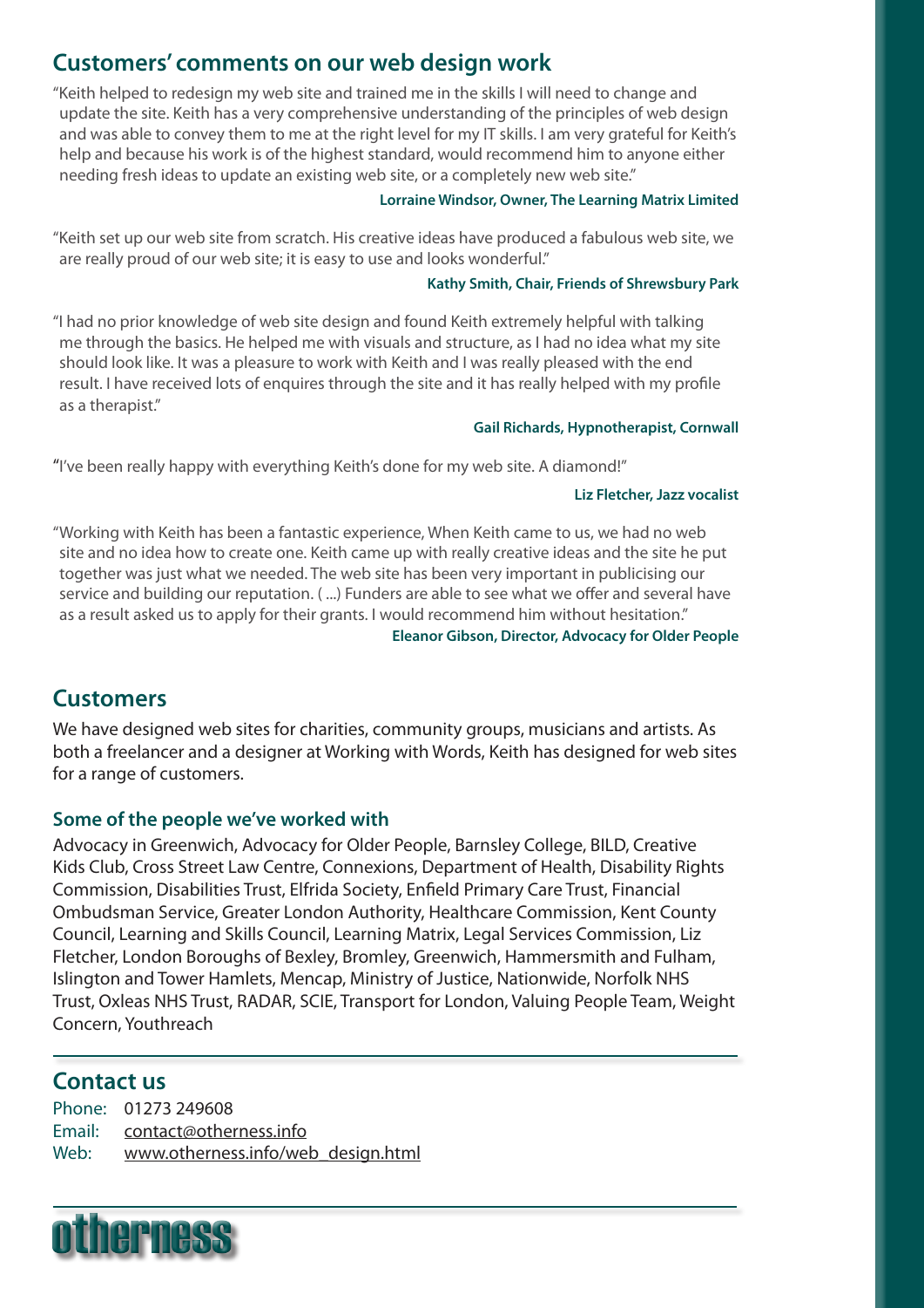## Customers' comments on our web design work

"Keith helped to redesign my web site and trained me in the skills I will need to change and update the site. Keith has a very comprehensive understanding of the principles of web design and was able to convey them to me at the right level for my IT skills. I am very grateful for Keith's help and because his work is of the highest standard, would recommend him to anyone either needing fresh ideas to update an existing web site, or a completely new web site."

**Lorraine Windsor, Owner, The Learning Matrix Limited**

"Keith set up our web site from scratch. His creative ideas have produced a fabulous web site, we are really proud of our web site; it is easy to use and looks wonderful."

**Kathy Smith, Chair, Friends of Shrewsbury Park**

"I had no prior knowledge of web site design and found Keith extremely helpful with talking me through the basics. He helped me with visuals and structure, as I had no idea what my site should look like. It was a pleasure to work with Keith and I was really pleased with the end result. I have received lots of enquires through the site and it has really helped with my profile as a therapist."

**Gail Richards, Hypnotherapist, Cornwall**

"I've been really happy with everything Keith's done for my web site. A diamond!"

**Liz Fletcher, Jazz vocalist**

"Working with Keith has been a fantastic experience, When Keith came to us, we had no web site and no idea how to create one. Keith came up with really creative ideas and the site he put together was just what we needed. The web site has been very important in publicising our service and building our reputation. ( ...) Funders are able to see what we offer and several have as a result asked us to apply for their grants. I would recommend him without hesitation."

**Eleanor Gibson, Director, Advocacy for Older People**

## Customers

We have designed web sites for charities, community groups, musicians and artists. As both a freelancer and a designer at Working with Words, Keith has designed for web sites for a range of customers.

### Some of the people we've worked with

Advocacy in Greenwich, Advocacy for Older People, Barnsley College, BILD, Creative Kids Club, Cross Street Law Centre, Connexions, Department of Health, Disability Rights Commission, Disabilities Trust, Elfrida Society, Enfield Primary Care Trust, Financial Ombudsman Service, Greater London Authority, Healthcare Commission, Kent County Council, Learning and Skills Council, Learning Matrix, Legal Services Commission, Liz Fletcher, London Boroughs of Bexley, Bromley, Greenwich, Hammersmith and Fulham, Islington and Tower Hamlets, Mencap, Ministry of Justice, Nationwide, Norfolk NHS Trust, Oxleas NHS Trust, RADAR, SCIE, Transport for London, Valuing People Team, Weight Concern, Youthreach

## Contact us

Phone: 01273 249608
Email: contact@otherness.info
Web: www.otherness.info/web_design.html

otherness